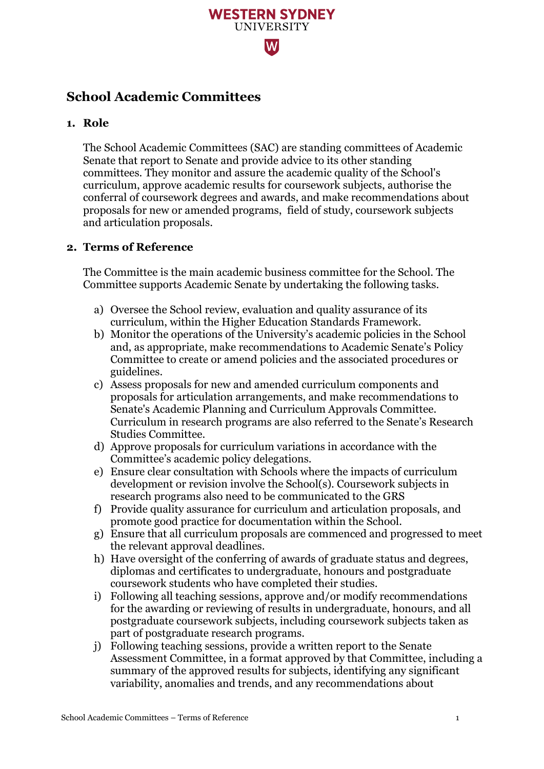# School Academic Committees

## 1. Role

The School Academic Committees (SAC) are standing committees of Academic Senate that report to Senate and provide advice to its other standing committees. They monitor and assure the academic quality of the School's curriculum, approve academic results for coursework subjects, authorise the conferral of coursework degrees and awards, and make recommendations about proposals for new or amended programs, field of study, coursework subjects and articulation proposals.

## 2. Terms of Reference

The Committee is the main academic business committee for the School. The Committee supports Academic Senate by undertaking the following tasks.

a) Oversee the School review, evaluation and quality assurance of its curriculum, within the Higher Education Standards Framework.
b) Monitor the operations of the University's academic policies in the School and, as appropriate, make recommendations to Academic Senate's Policy Committee to create or amend policies and the associated procedures or guidelines.
c) Assess proposals for new and amended curriculum components and proposals for articulation arrangements, and make recommendations to Senate's Academic Planning and Curriculum Approvals Committee. Curriculum in research programs are also referred to the Senate's Research Studies Committee.
d) Approve proposals for curriculum variations in accordance with the Committee's academic policy delegations.
e) Ensure clear consultation with Schools where the impacts of curriculum development or revision involve the School(s). Coursework subjects in research programs also need to be communicated to the GRS
f) Provide quality assurance for curriculum and articulation proposals, and promote good practice for documentation within the School.
g) Ensure that all curriculum proposals are commenced and progressed to meet the relevant approval deadlines.
h) Have oversight of the conferring of awards of graduate status and degrees, diplomas and certificates to undergraduate, honours and postgraduate coursework students who have completed their studies.
i) Following all teaching sessions, approve and/or modify recommendations for the awarding or reviewing of results in undergraduate, honours, and all postgraduate coursework subjects, including coursework subjects taken as part of postgraduate research programs.
j) Following teaching sessions, provide a written report to the Senate Assessment Committee, in a format approved by that Committee, including a summary of the approved results for subjects, identifying any significant variability, anomalies and trends, and any recommendations about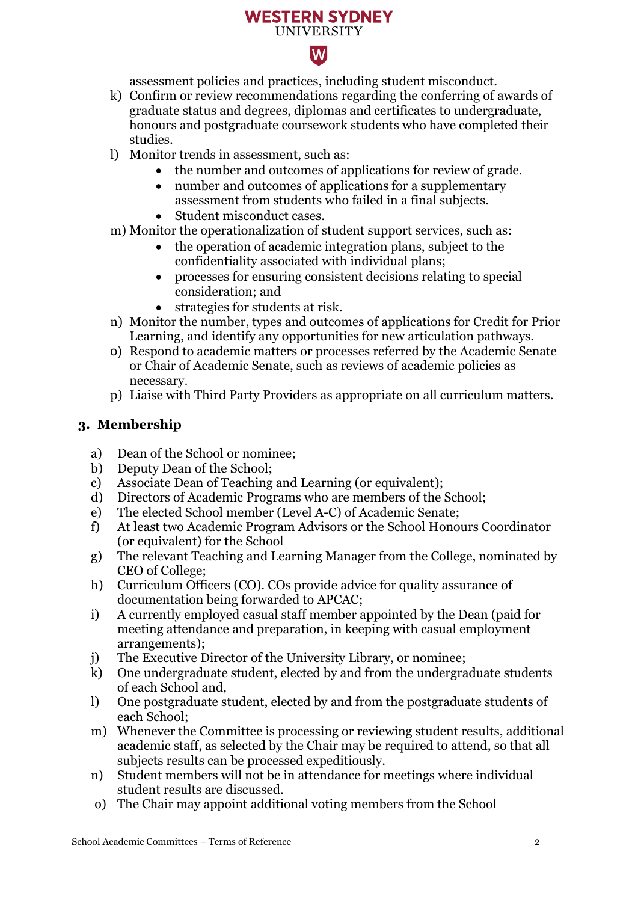assessment policies and practices, including student misconduct.

k) Confirm or review recommendations regarding the conferring of awards of graduate status and degrees, diplomas and certificates to undergraduate, honours and postgraduate coursework students who have completed their studies.

l) Monitor trends in assessment, such as:
   - the number and outcomes of applications for review of grade.
   - number and outcomes of applications for a supplementary assessment from students who failed in a final subjects.
   - Student misconduct cases.

m) Monitor the operationalization of student support services, such as:
   - the operation of academic integration plans, subject to the confidentiality associated with individual plans;
   - processes for ensuring consistent decisions relating to special consideration; and
   - strategies for students at risk.

n) Monitor the number, types and outcomes of applications for Credit for Prior Learning, and identify any opportunities for new articulation pathways.

o) Respond to academic matters or processes referred by the Academic Senate or Chair of Academic Senate, such as reviews of academic policies as necessary.

p) Liaise with Third Party Providers as appropriate on all curriculum matters.

## 3. Membership

a) Dean of the School or nominee;

b) Deputy Dean of the School;

c) Associate Dean of Teaching and Learning (or equivalent);

d) Directors of Academic Programs who are members of the School;

e) The elected School member (Level A-C) of Academic Senate;

f) At least two Academic Program Advisors or the School Honours Coordinator (or equivalent) for the School

g) The relevant Teaching and Learning Manager from the College, nominated by CEO of College;

h) Curriculum Officers (CO). COs provide advice for quality assurance of documentation being forwarded to APCAC;

i) A currently employed casual staff member appointed by the Dean (paid for meeting attendance and preparation, in keeping with casual employment arrangements);

j) The Executive Director of the University Library, or nominee;

k) One undergraduate student, elected by and from the undergraduate students of each School and,

l) One postgraduate student, elected by and from the postgraduate students of each School;

m) Whenever the Committee is processing or reviewing student results, additional academic staff, as selected by the Chair may be required to attend, so that all subjects results can be processed expeditiously.

n) Student members will not be in attendance for meetings where individual student results are discussed.

o) The Chair may appoint additional voting members from the School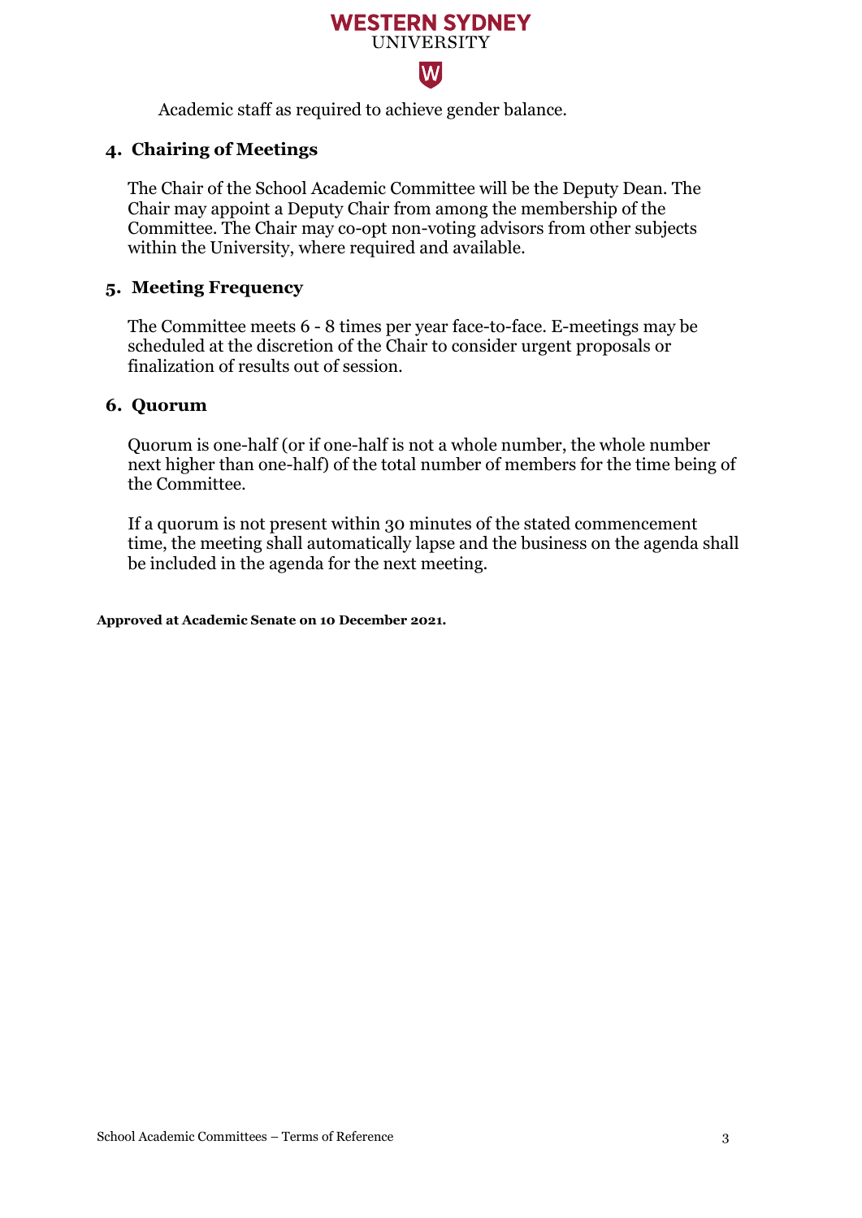Academic staff as required to achieve gender balance.

## 4. Chairing of Meetings

The Chair of the School Academic Committee will be the Deputy Dean. The Chair may appoint a Deputy Chair from among the membership of the Committee. The Chair may co-opt non-voting advisors from other subjects within the University, where required and available.

## 5. Meeting Frequency

The Committee meets 6 - 8 times per year face-to-face. E-meetings may be scheduled at the discretion of the Chair to consider urgent proposals or finalization of results out of session.

## 6. Quorum

Quorum is one-half (or if one-half is not a whole number, the whole number next higher than one-half) of the total number of members for the time being of the Committee.

If a quorum is not present within 30 minutes of the stated commencement time, the meeting shall automatically lapse and the business on the agenda shall be included in the agenda for the next meeting.

**Approved at Academic Senate on 10 December 2021.**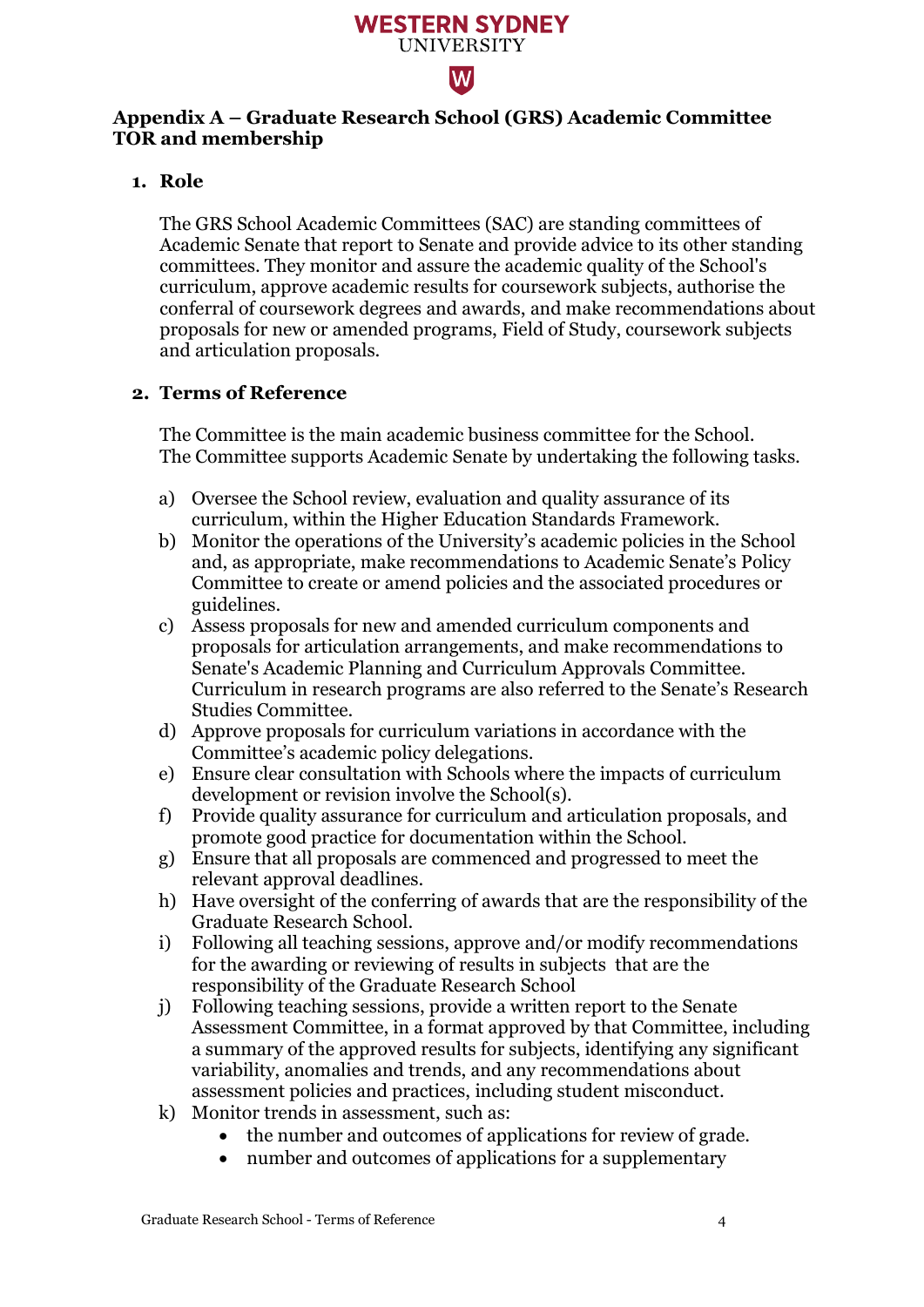## Appendix A – Graduate Research School (GRS) Academic Committee TOR and membership

### 1. Role

The GRS School Academic Committees (SAC) are standing committees of Academic Senate that report to Senate and provide advice to its other standing committees. They monitor and assure the academic quality of the School's curriculum, approve academic results for coursework subjects, authorise the conferral of coursework degrees and awards, and make recommendations about proposals for new or amended programs, Field of Study, coursework subjects and articulation proposals.

### 2. Terms of Reference

The Committee is the main academic business committee for the School. The Committee supports Academic Senate by undertaking the following tasks.

a) Oversee the School review, evaluation and quality assurance of its curriculum, within the Higher Education Standards Framework.
b) Monitor the operations of the University's academic policies in the School and, as appropriate, make recommendations to Academic Senate's Policy Committee to create or amend policies and the associated procedures or guidelines.
c) Assess proposals for new and amended curriculum components and proposals for articulation arrangements, and make recommendations to Senate's Academic Planning and Curriculum Approvals Committee. Curriculum in research programs are also referred to the Senate's Research Studies Committee.
d) Approve proposals for curriculum variations in accordance with the Committee's academic policy delegations.
e) Ensure clear consultation with Schools where the impacts of curriculum development or revision involve the School(s).
f) Provide quality assurance for curriculum and articulation proposals, and promote good practice for documentation within the School.
g) Ensure that all proposals are commenced and progressed to meet the relevant approval deadlines.
h) Have oversight of the conferring of awards that are the responsibility of the Graduate Research School.
i) Following all teaching sessions, approve and/or modify recommendations for the awarding or reviewing of results in subjects that are the responsibility of the Graduate Research School
j) Following teaching sessions, provide a written report to the Senate Assessment Committee, in a format approved by that Committee, including a summary of the approved results for subjects, identifying any significant variability, anomalies and trends, and any recommendations about assessment policies and practices, including student misconduct.
k) Monitor trends in assessment, such as:
    - the number and outcomes of applications for review of grade.
    - number and outcomes of applications for a supplementary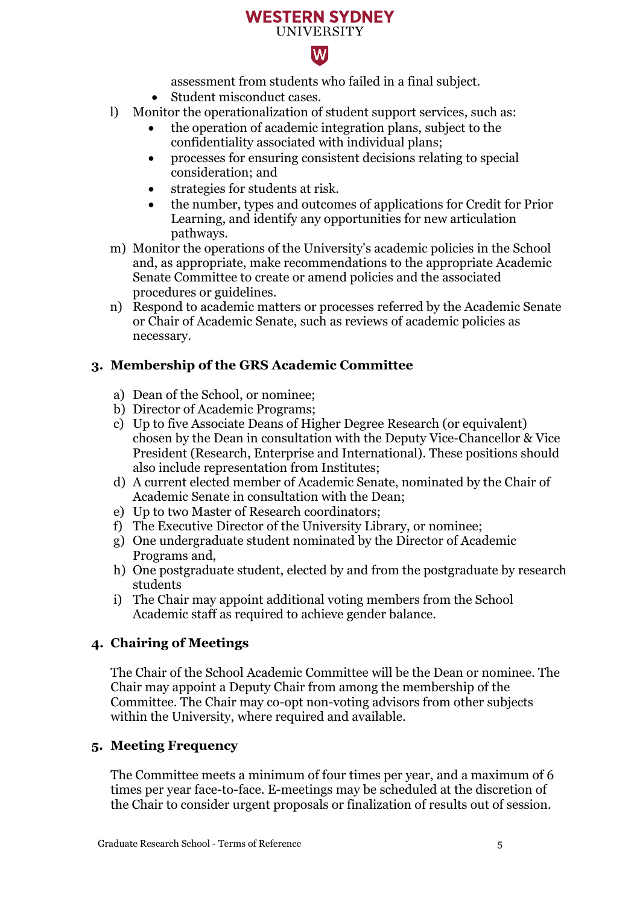assessment from students who failed in a final subject.
  - Student misconduct cases.

l) Monitor the operationalization of student support services, such as:
  - the operation of academic integration plans, subject to the confidentiality associated with individual plans;
  - processes for ensuring consistent decisions relating to special consideration; and
  - strategies for students at risk.
  - the number, types and outcomes of applications for Credit for Prior Learning, and identify any opportunities for new articulation pathways.

m) Monitor the operations of the University's academic policies in the School and, as appropriate, make recommendations to the appropriate Academic Senate Committee to create or amend policies and the associated procedures or guidelines.

n) Respond to academic matters or processes referred by the Academic Senate or Chair of Academic Senate, such as reviews of academic policies as necessary.

## 3. Membership of the GRS Academic Committee

a) Dean of the School, or nominee;
b) Director of Academic Programs;
c) Up to five Associate Deans of Higher Degree Research (or equivalent) chosen by the Dean in consultation with the Deputy Vice-Chancellor & Vice President (Research, Enterprise and International). These positions should also include representation from Institutes;
d) A current elected member of Academic Senate, nominated by the Chair of Academic Senate in consultation with the Dean;
e) Up to two Master of Research coordinators;
f) The Executive Director of the University Library, or nominee;
g) One undergraduate student nominated by the Director of Academic Programs and,
h) One postgraduate student, elected by and from the postgraduate by research students
i) The Chair may appoint additional voting members from the School Academic staff as required to achieve gender balance.

## 4. Chairing of Meetings

The Chair of the School Academic Committee will be the Dean or nominee. The Chair may appoint a Deputy Chair from among the membership of the Committee. The Chair may co-opt non-voting advisors from other subjects within the University, where required and available.

## 5. Meeting Frequency

The Committee meets a minimum of four times per year, and a maximum of 6 times per year face-to-face. E-meetings may be scheduled at the discretion of the Chair to consider urgent proposals or finalization of results out of session.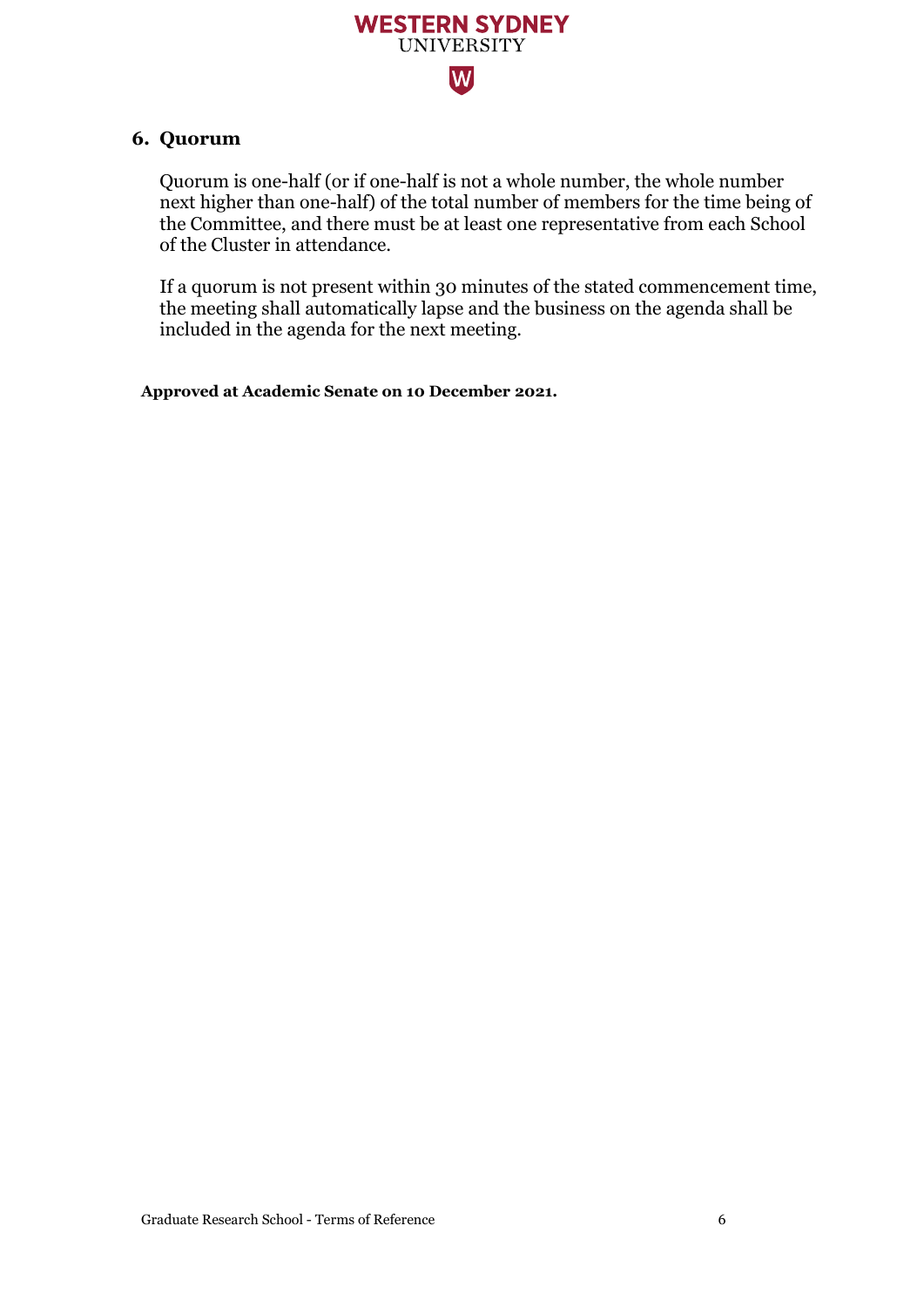## 6. Quorum

Quorum is one-half (or if one-half is not a whole number, the whole number next higher than one-half) of the total number of members for the time being of the Committee, and there must be at least one representative from each School of the Cluster in attendance.

If a quorum is not present within 30 minutes of the stated commencement time, the meeting shall automatically lapse and the business on the agenda shall be included in the agenda for the next meeting.

**Approved at Academic Senate on 10 December 2021.**